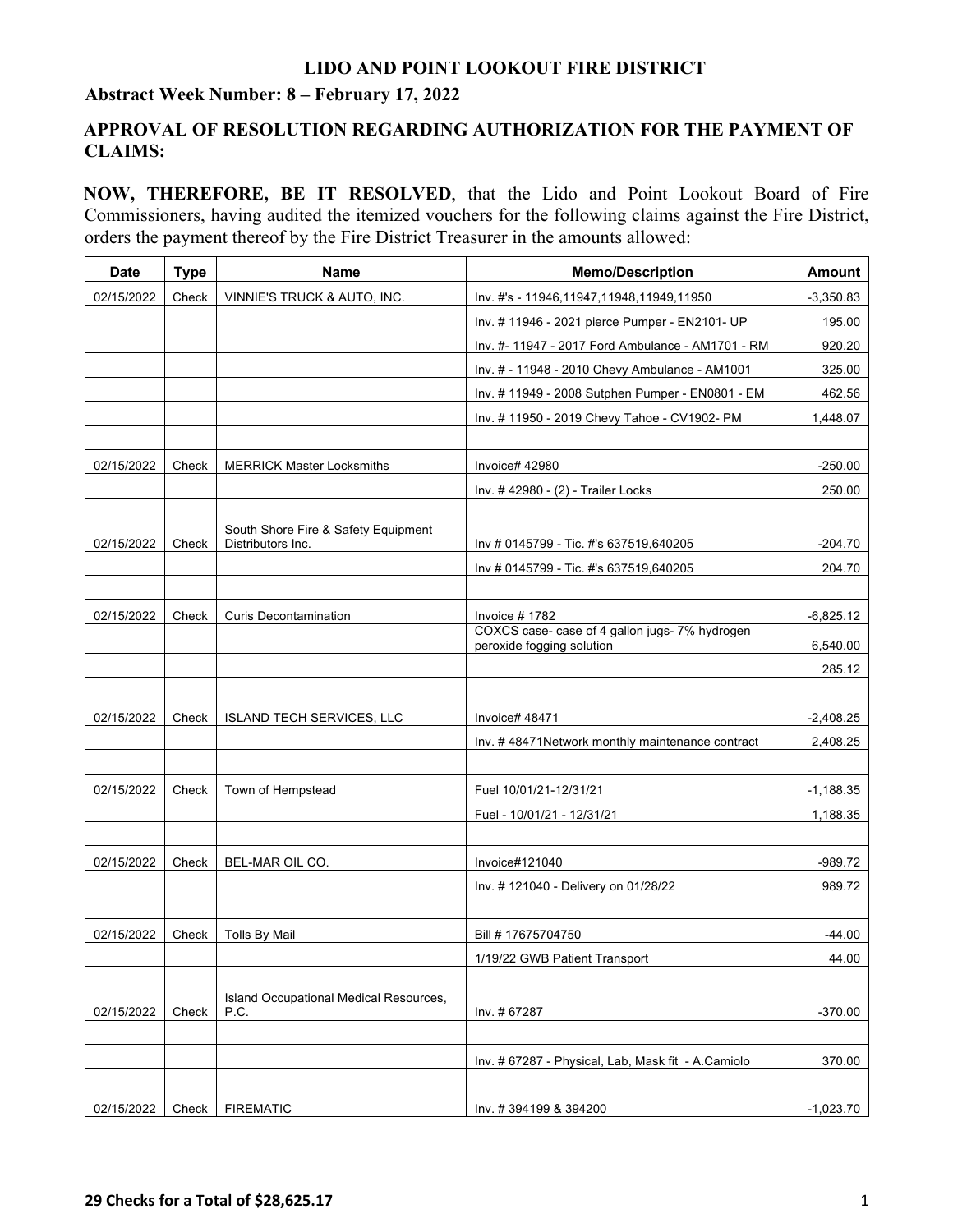# LIDO AND POINT LOOKOUT FIRE DISTRICT

## Abstract Week Number: 8 – February 17, 2022

## APPROVAL OF RESOLUTION REGARDING AUTHORIZATION FOR THE PAYMENT OF CLAIMS:

**NOW, THEREFORE, BE IT RESOLVED**, that the Lido and Point Lookout Board of Fire Commissioners, having audited the itemized vouchers for the following claims against the Fire District, orders the payment thereof by the Fire District Treasurer in the amounts allowed:

| Date | Type | Name | Memo/Description | Amount |
|---|---|---|---|---|
| 02/15/2022 | Check | VINNIE'S TRUCK & AUTO, INC. | Inv. #'s - 11946,11947,11948,11949,11950 | -3,350.83 |
| | | | Inv. # 11946 - 2021 pierce Pumper - EN2101- UP | 195.00 |
| | | | Inv. #- 11947 - 2017 Ford Ambulance - AM1701 - RM | 920.20 |
| | | | Inv. # - 11948 - 2010 Chevy Ambulance - AM1001 | 325.00 |
| | | | Inv. # 11949 - 2008 Sutphen Pumper - EN0801 - EM | 462.56 |
| | | | Inv. # 11950 - 2019 Chevy Tahoe - CV1902- PM | 1,448.07 |
| | | | | |
| 02/15/2022 | Check | MERRICK Master Locksmiths | Invoice# 42980 | -250.00 |
| | | | Inv. # 42980 - (2) - Trailer Locks | 250.00 |
| | | | | |
| 02/15/2022 | Check | South Shore Fire & Safety Equipment Distributors Inc. | Inv # 0145799 - Tic. #'s 637519,640205 | -204.70 |
| | | | Inv # 0145799 - Tic. #'s 637519,640205 | 204.70 |
| | | | | |
| 02/15/2022 | Check | Curis Decontamination | Invoice # 1782 | -6,825.12 |
| | | | COXCS case- case of 4 gallon jugs- 7% hydrogen peroxide fogging solution | 6,540.00 |
| | | | | 285.12 |
| | | | | |
| 02/15/2022 | Check | ISLAND TECH SERVICES, LLC | Invoice# 48471 | -2,408.25 |
| | | | Inv. # 48471Network monthly maintenance contract | 2,408.25 |
| | | | | |
| 02/15/2022 | Check | Town of Hempstead | Fuel 10/01/21-12/31/21 | -1,188.35 |
| | | | Fuel - 10/01/21 - 12/31/21 | 1,188.35 |
| | | | | |
| 02/15/2022 | Check | BEL-MAR OIL CO. | Invoice#121040 | -989.72 |
| | | | Inv. # 121040 - Delivery on 01/28/22 | 989.72 |
| | | | | |
| 02/15/2022 | Check | Tolls By Mail | Bill # 17675704750 | -44.00 |
| | | | 1/19/22 GWB Patient Transport | 44.00 |
| | | | | |
| 02/15/2022 | Check | Island Occupational Medical Resources, P.C. | Inv. # 67287 | -370.00 |
| | | | | |
| | | | Inv. # 67287 - Physical, Lab, Mask fit - A.Camiolo | 370.00 |
| | | | | |
| 02/15/2022 | Check | FIREMATIC | Inv. # 394199 & 394200 | -1,023.70 |

**29 Checks for a Total of $28,625.17**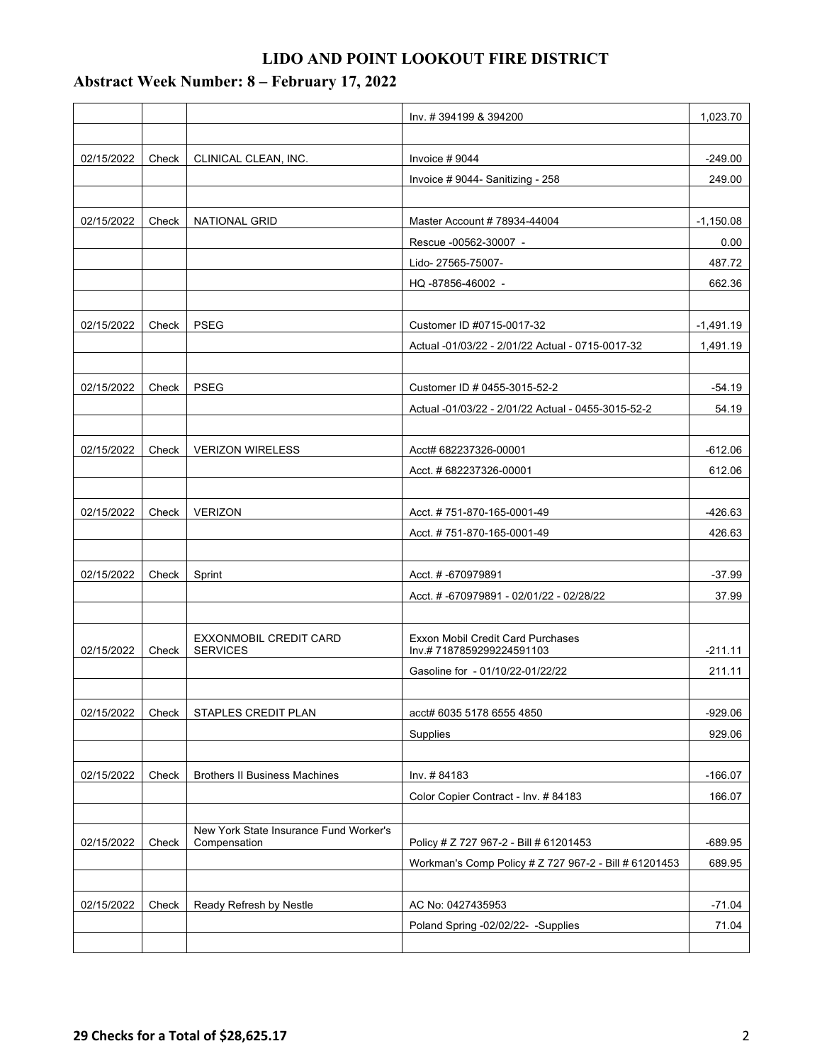# LIDO AND POINT LOOKOUT FIRE DISTRICT

## Abstract Week Number: 8 – February 17, 2022

| | | | | |
|---|---|---|---|---|
| | | | Inv. # 394199 & 394200 | 1,023.70 |
| | | | | |
| 02/15/2022 | Check | CLINICAL CLEAN, INC. | Invoice # 9044 | -249.00 |
| | | | Invoice # 9044- Sanitizing - 258 | 249.00 |
| | | | | |
| 02/15/2022 | Check | NATIONAL GRID | Master Account # 78934-44004 | -1,150.08 |
| | | | Rescue -00562-30007 - | 0.00 |
| | | | Lido- 27565-75007- | 487.72 |
| | | | HQ -87856-46002 - | 662.36 |
| | | | | |
| 02/15/2022 | Check | PSEG | Customer ID #0715-0017-32 | -1,491.19 |
| | | | Actual -01/03/22 - 2/01/22 Actual - 0715-0017-32 | 1,491.19 |
| | | | | |
| 02/15/2022 | Check | PSEG | Customer ID # 0455-3015-52-2 | -54.19 |
| | | | Actual -01/03/22 - 2/01/22 Actual - 0455-3015-52-2 | 54.19 |
| | | | | |
| 02/15/2022 | Check | VERIZON WIRELESS | Acct# 682237326-00001 | -612.06 |
| | | | Acct. # 682237326-00001 | 612.06 |
| | | | | |
| 02/15/2022 | Check | VERIZON | Acct. # 751-870-165-0001-49 | -426.63 |
| | | | Acct. # 751-870-165-0001-49 | 426.63 |
| | | | | |
| 02/15/2022 | Check | Sprint | Acct. # -670979891 | -37.99 |
| | | | Acct. # -670979891 - 02/01/22 - 02/28/22 | 37.99 |
| | | | | |
| 02/15/2022 | Check | EXXONMOBIL CREDIT CARD SERVICES | Exxon Mobil Credit Card Purchases Inv.# 7187859299224591103 | -211.11 |
| | | | Gasoline for - 01/10/22-01/22/22 | 211.11 |
| | | | | |
| 02/15/2022 | Check | STAPLES CREDIT PLAN | acct# 6035 5178 6555 4850 | -929.06 |
| | | | Supplies | 929.06 |
| | | | | |
| 02/15/2022 | Check | Brothers II Business Machines | Inv. # 84183 | -166.07 |
| | | | Color Copier Contract - Inv. # 84183 | 166.07 |
| | | | | |
| 02/15/2022 | Check | New York State Insurance Fund Worker's Compensation | Policy # Z 727 967-2 - Bill # 61201453 | -689.95 |
| | | | Workman's Comp Policy # Z 727 967-2 - Bill # 61201453 | 689.95 |
| | | | | |
| 02/15/2022 | Check | Ready Refresh by Nestle | AC No: 0427435953 | -71.04 |
| | | | Poland Spring -02/02/22- -Supplies | 71.04 |
| | | | | |

**29 Checks for a Total of $28,625.17**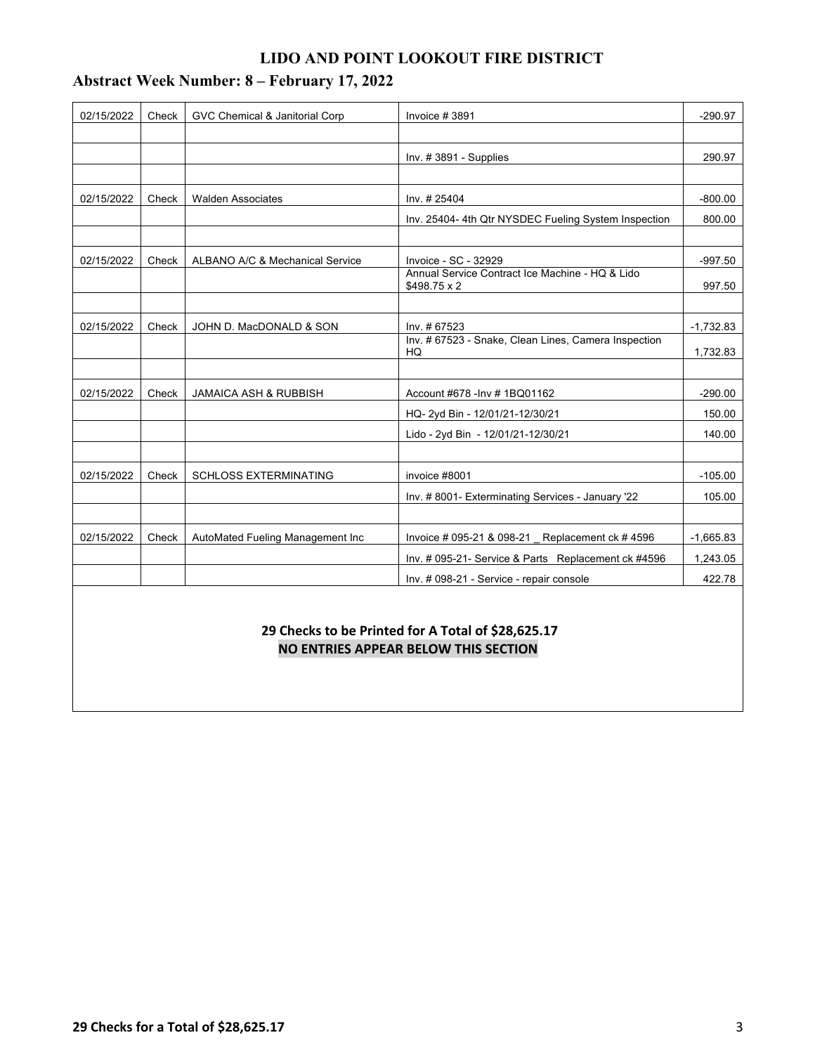# LIDO AND POINT LOOKOUT FIRE DISTRICT

## Abstract Week Number: 8 – February 17, 2022

| | | | | |
|---|---|---|---|---|
| 02/15/2022 | Check | GVC Chemical & Janitorial Corp | Invoice # 3891 | -290.97 |
| | | | | |
| | | | Inv. # 3891 - Supplies | 290.97 |
| | | | | |
| 02/15/2022 | Check | Walden Associates | Inv. # 25404 | -800.00 |
| | | | Inv. 25404- 4th Qtr NYSDEC Fueling System Inspection | 800.00 |
| | | | | |
| 02/15/2022 | Check | ALBANO A/C & Mechanical Service | Invoice - SC - 32929 | -997.50 |
| | | | Annual Service Contract Ice Machine - HQ & Lido $498.75 x 2 | 997.50 |
| | | | | |
| 02/15/2022 | Check | JOHN D. MacDONALD & SON | Inv. # 67523 | -1,732.83 |
| | | | Inv. # 67523 - Snake, Clean Lines, Camera Inspection HQ | 1,732.83 |
| | | | | |
| 02/15/2022 | Check | JAMAICA ASH & RUBBISH | Account #678 -Inv # 1BQ01162 | -290.00 |
| | | | HQ- 2yd Bin - 12/01/21-12/30/21 | 150.00 |
| | | | Lido - 2yd Bin - 12/01/21-12/30/21 | 140.00 |
| | | | | |
| 02/15/2022 | Check | SCHLOSS EXTERMINATING | invoice #8001 | -105.00 |
| | | | Inv. # 8001- Exterminating Services - January '22 | 105.00 |
| | | | | |
| 02/15/2022 | Check | AutoMated Fueling Management Inc | Invoice # 095-21 & 098-21 _ Replacement ck # 4596 | -1,665.83 |
| | | | Inv. # 095-21- Service & Parts Replacement ck #4596 | 1,243.05 |
| | | | Inv. # 098-21 - Service - repair console | 422.78 |

**29 Checks to be Printed for A Total of $28,625.17**

**NO ENTRIES APPEAR BELOW THIS SECTION**

**29 Checks for a Total of $28,625.17**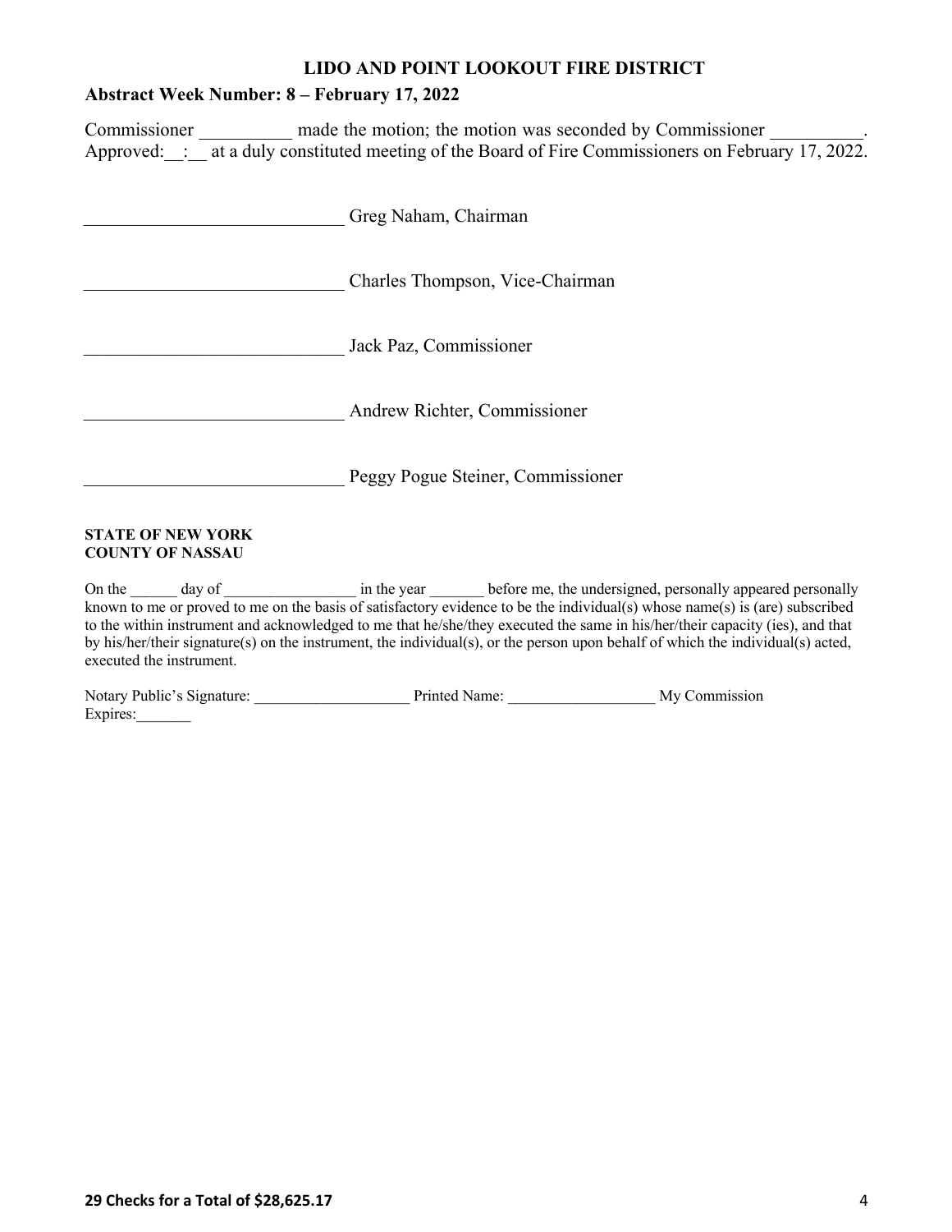## LIDO AND POINT LOOKOUT FIRE DISTRICT

**Abstract Week Number: 8 – February 17, 2022**

Commissioner __________ made the motion; the motion was seconded by Commissioner __________. Approved:__:__ at a duly constituted meeting of the Board of Fire Commissioners on February 17, 2022.

____________________________ Greg Naham, Chairman

____________________________ Charles Thompson, Vice-Chairman

____________________________ Jack Paz, Commissioner

____________________________ Andrew Richter, Commissioner

____________________________ Peggy Pogue Steiner, Commissioner

**STATE OF NEW YORK**
**COUNTY OF NASSAU**

On the ______ day of _________________ in the year _______ before me, the undersigned, personally appeared personally known to me or proved to me on the basis of satisfactory evidence to be the individual(s) whose name(s) is (are) subscribed to the within instrument and acknowledged to me that he/she/they executed the same in his/her/their capacity (ies), and that by his/her/their signature(s) on the instrument, the individual(s), or the person upon behalf of which the individual(s) acted, executed the instrument.

Notary Public's Signature: ____________________ Printed Name: ___________________ My Commission Expires:_______

**29 Checks for a Total of $28,625.17**